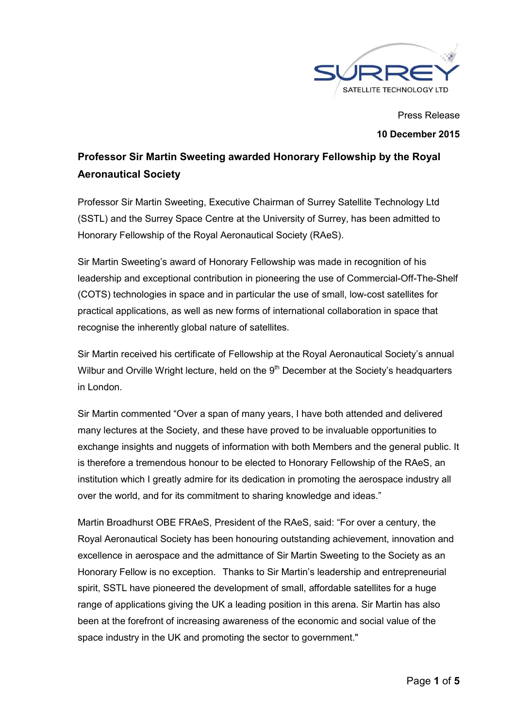SURREY SATELLITE TECHNOLOGY LTD

Press Release

**10 December 2015**

## Professor Sir Martin Sweeting awarded Honorary Fellowship by the Royal Aeronautical Society

Professor Sir Martin Sweeting, Executive Chairman of Surrey Satellite Technology Ltd (SSTL) and the Surrey Space Centre at the University of Surrey, has been admitted to Honorary Fellowship of the Royal Aeronautical Society (RAeS).

Sir Martin Sweeting's award of Honorary Fellowship was made in recognition of his leadership and exceptional contribution in pioneering the use of Commercial-Off-The-Shelf (COTS) technologies in space and in particular the use of small, low-cost satellites for practical applications, as well as new forms of international collaboration in space that recognise the inherently global nature of satellites.

Sir Martin received his certificate of Fellowship at the Royal Aeronautical Society's annual Wilbur and Orville Wright lecture, held on the 9th December at the Society's headquarters in London.

Sir Martin commented "Over a span of many years, I have both attended and delivered many lectures at the Society, and these have proved to be invaluable opportunities to exchange insights and nuggets of information with both Members and the general public. It is therefore a tremendous honour to be elected to Honorary Fellowship of the RAeS, an institution which I greatly admire for its dedication in promoting the aerospace industry all over the world, and for its commitment to sharing knowledge and ideas."

Martin Broadhurst OBE FRAeS, President of the RAeS, said: "For over a century, the Royal Aeronautical Society has been honouring outstanding achievement, innovation and excellence in aerospace and the admittance of Sir Martin Sweeting to the Society as an Honorary Fellow is no exception. Thanks to Sir Martin's leadership and entrepreneurial spirit, SSTL have pioneered the development of small, affordable satellites for a huge range of applications giving the UK a leading position in this arena. Sir Martin has also been at the forefront of increasing awareness of the economic and social value of the space industry in the UK and promoting the sector to government."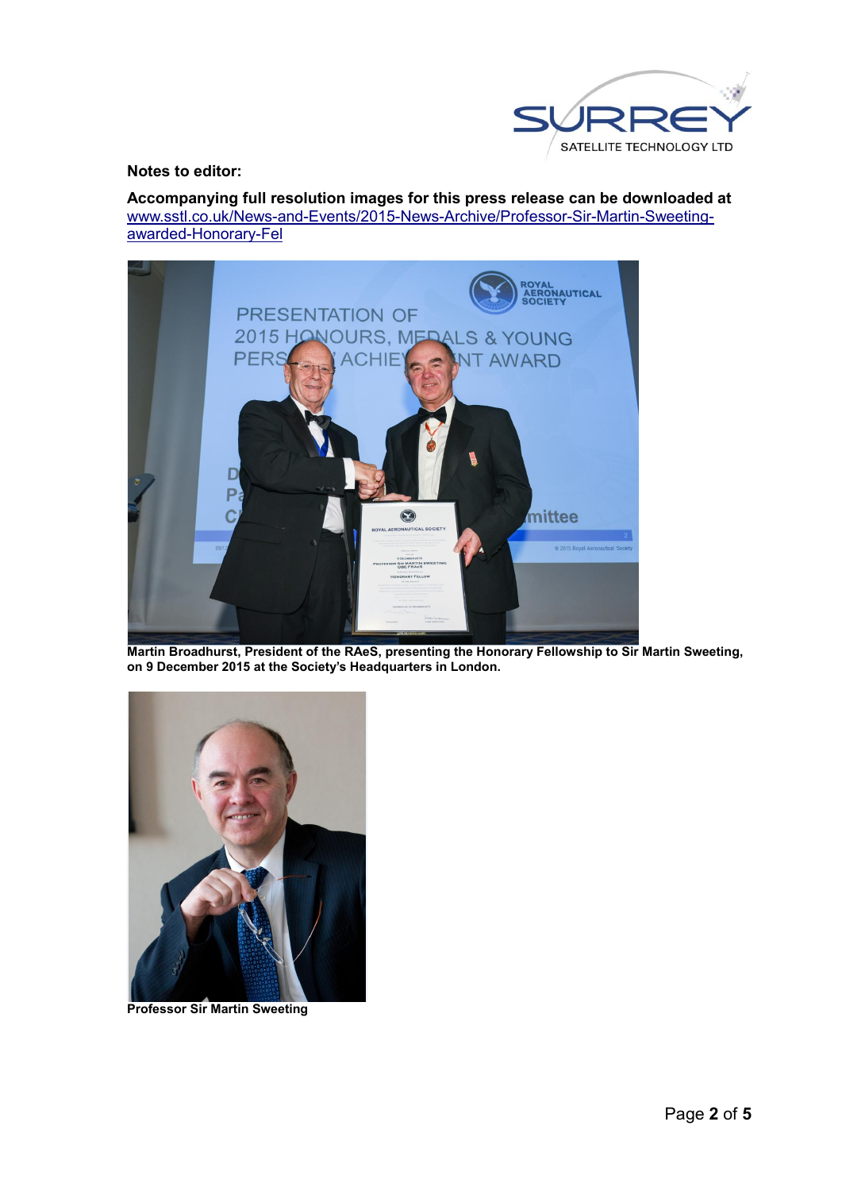**Notes to editor:**

**Accompanying full resolution images for this press release can be downloaded at** www.sstl.co.uk/News-and-Events/2015-News-Archive/Professor-Sir-Martin-Sweeting-awarded-Honorary-Fel

**Martin Broadhurst, President of the RAeS, presenting the Honorary Fellowship to Sir Martin Sweeting, on 9 December 2015 at the Society's Headquarters in London.**

**Professor Sir Martin Sweeting**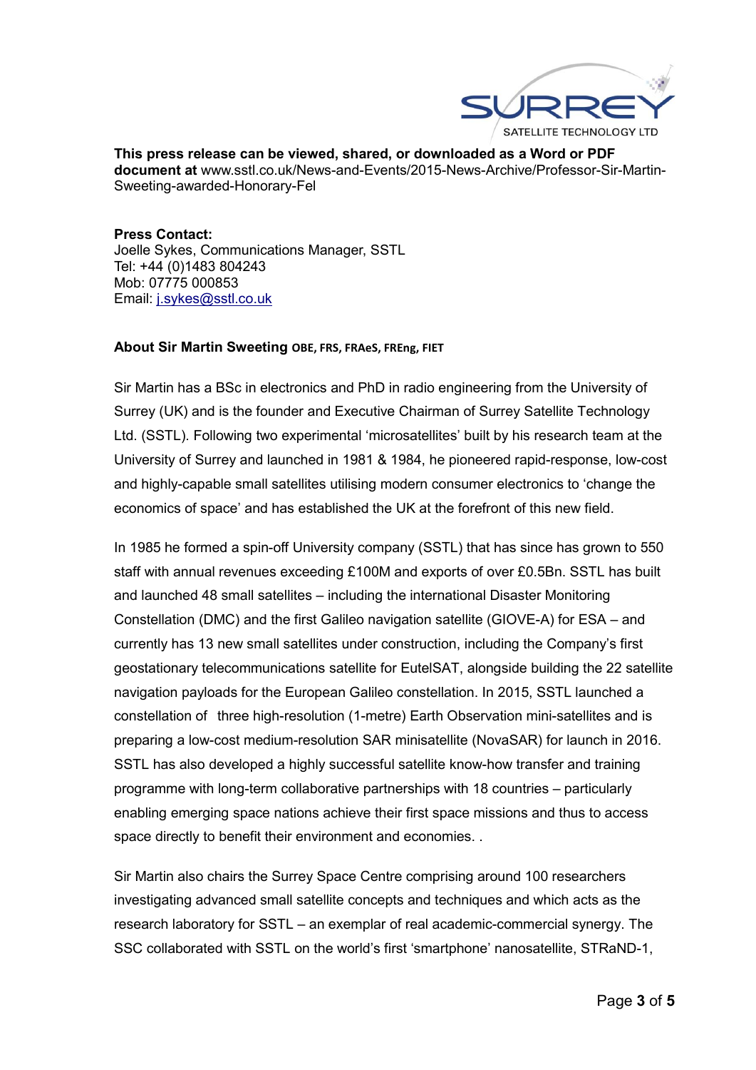**This press release can be viewed, shared, or downloaded as a Word or PDF document at** www.sstl.co.uk/News-and-Events/2015-News-Archive/Professor-Sir-Martin-Sweeting-awarded-Honorary-Fel

**Press Contact:**
Joelle Sykes, Communications Manager, SSTL
Tel: +44 (0)1483 804243
Mob: 07775 000853
Email: j.sykes@sstl.co.uk

### About Sir Martin Sweeting OBE, FRS, FRAeS, FREng, FIET

Sir Martin has a BSc in electronics and PhD in radio engineering from the University of Surrey (UK) and is the founder and Executive Chairman of Surrey Satellite Technology Ltd. (SSTL). Following two experimental 'microsatellites' built by his research team at the University of Surrey and launched in 1981 & 1984, he pioneered rapid-response, low-cost and highly-capable small satellites utilising modern consumer electronics to 'change the economics of space' and has established the UK at the forefront of this new field.

In 1985 he formed a spin-off University company (SSTL) that has since has grown to 550 staff with annual revenues exceeding £100M and exports of over £0.5Bn. SSTL has built and launched 48 small satellites – including the international Disaster Monitoring Constellation (DMC) and the first Galileo navigation satellite (GIOVE-A) for ESA – and currently has 13 new small satellites under construction, including the Company's first geostationary telecommunications satellite for EutelSAT, alongside building the 22 satellite navigation payloads for the European Galileo constellation. In 2015, SSTL launched a constellation of three high-resolution (1-metre) Earth Observation mini-satellites and is preparing a low-cost medium-resolution SAR minisatellite (NovaSAR) for launch in 2016. SSTL has also developed a highly successful satellite know-how transfer and training programme with long-term collaborative partnerships with 18 countries – particularly enabling emerging space nations achieve their first space missions and thus to access space directly to benefit their environment and economies. .

Sir Martin also chairs the Surrey Space Centre comprising around 100 researchers investigating advanced small satellite concepts and techniques and which acts as the research laboratory for SSTL – an exemplar of real academic-commercial synergy. The SSC collaborated with SSTL on the world's first 'smartphone' nanosatellite, STRaND-1,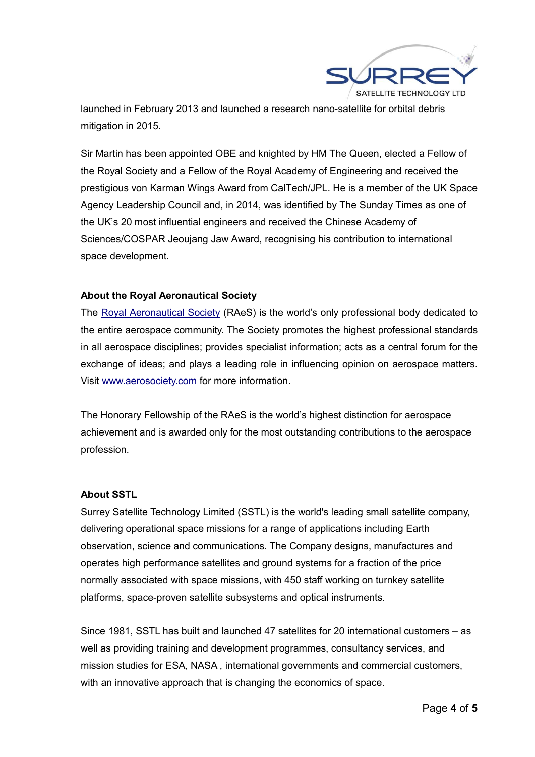launched in February 2013 and launched a research nano-satellite for orbital debris mitigation in 2015.

Sir Martin has been appointed OBE and knighted by HM The Queen, elected a Fellow of the Royal Society and a Fellow of the Royal Academy of Engineering and received the prestigious von Karman Wings Award from CalTech/JPL. He is a member of the UK Space Agency Leadership Council and, in 2014, was identified by The Sunday Times as one of the UK's 20 most influential engineers and received the Chinese Academy of Sciences/COSPAR Jeoujang Jaw Award, recognising his contribution to international space development.

**About the Royal Aeronautical Society**

The Royal Aeronautical Society (RAeS) is the world's only professional body dedicated to the entire aerospace community. The Society promotes the highest professional standards in all aerospace disciplines; provides specialist information; acts as a central forum for the exchange of ideas; and plays a leading role in influencing opinion on aerospace matters. Visit www.aerosociety.com for more information.

The Honorary Fellowship of the RAeS is the world's highest distinction for aerospace achievement and is awarded only for the most outstanding contributions to the aerospace profession.

**About SSTL**

Surrey Satellite Technology Limited (SSTL) is the world's leading small satellite company, delivering operational space missions for a range of applications including Earth observation, science and communications. The Company designs, manufactures and operates high performance satellites and ground systems for a fraction of the price normally associated with space missions, with 450 staff working on turnkey satellite platforms, space-proven satellite subsystems and optical instruments.

Since 1981, SSTL has built and launched 47 satellites for 20 international customers – as well as providing training and development programmes, consultancy services, and mission studies for ESA, NASA , international governments and commercial customers, with an innovative approach that is changing the economics of space.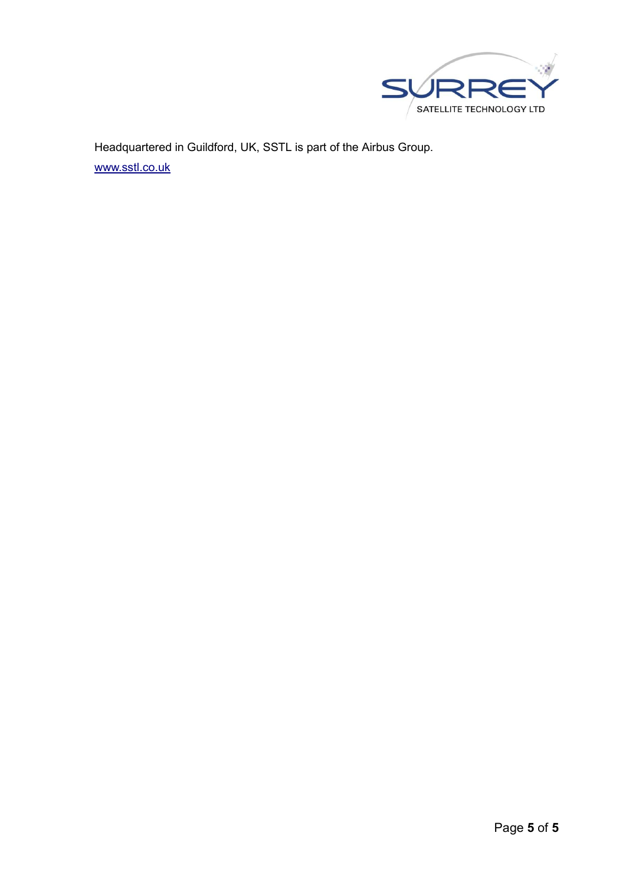Headquartered in Guildford, UK, SSTL is part of the Airbus Group.

www.sstl.co.uk